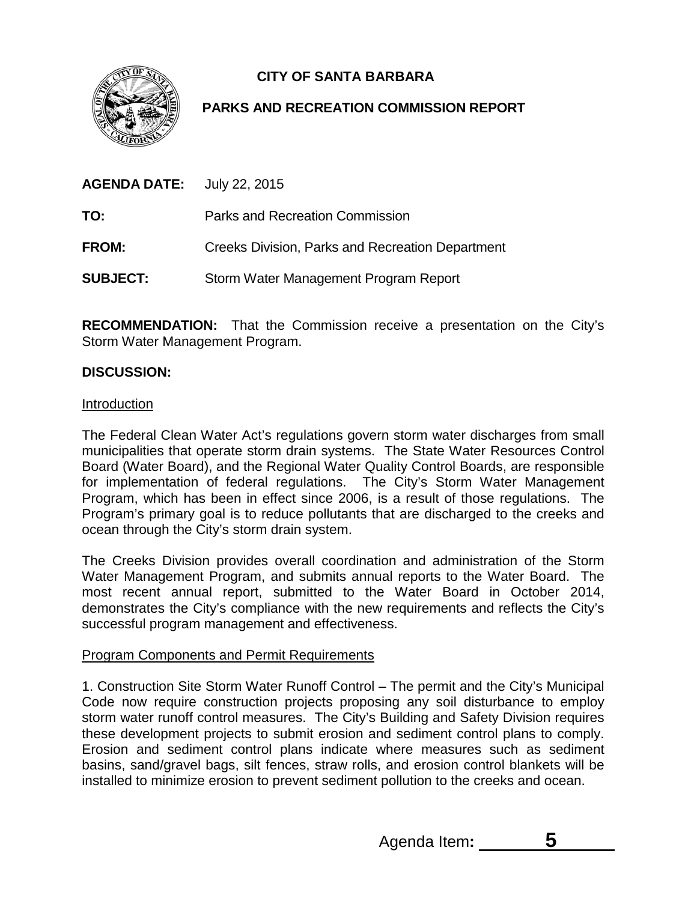**CITY OF SANTA BARBARA**

**PARKS AND RECREATION COMMISSION REPORT**

**AGENDA DATE:** July 22, 2015

**TO:** Parks and Recreation Commission

**FROM:** Creeks Division, Parks and Recreation Department

**SUBJECT:** Storm Water Management Program Report

**RECOMMENDATION:** That the Commission receive a presentation on the City's Storm Water Management Program.

**DISCUSSION:**

Introduction

The Federal Clean Water Act's regulations govern storm water discharges from small municipalities that operate storm drain systems. The State Water Resources Control Board (Water Board), and the Regional Water Quality Control Boards, are responsible for implementation of federal regulations. The City's Storm Water Management Program, which has been in effect since 2006, is a result of those regulations. The Program's primary goal is to reduce pollutants that are discharged to the creeks and ocean through the City's storm drain system.

The Creeks Division provides overall coordination and administration of the Storm Water Management Program, and submits annual reports to the Water Board. The most recent annual report, submitted to the Water Board in October 2014, demonstrates the City's compliance with the new requirements and reflects the City's successful program management and effectiveness.

Program Components and Permit Requirements

1. Construction Site Storm Water Runoff Control – The permit and the City's Municipal Code now require construction projects proposing any soil disturbance to employ storm water runoff control measures. The City's Building and Safety Division requires these development projects to submit erosion and sediment control plans to comply. Erosion and sediment control plans indicate where measures such as sediment basins, sand/gravel bags, silt fences, straw rolls, and erosion control blankets will be installed to minimize erosion to prevent sediment pollution to the creeks and ocean.

Agenda Item: **5**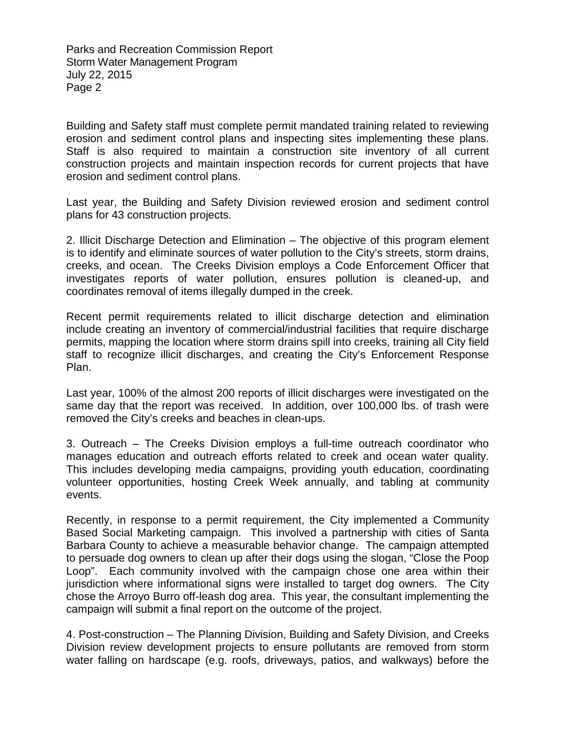Building and Safety staff must complete permit mandated training related to reviewing erosion and sediment control plans and inspecting sites implementing these plans. Staff is also required to maintain a construction site inventory of all current construction projects and maintain inspection records for current projects that have erosion and sediment control plans.

Last year, the Building and Safety Division reviewed erosion and sediment control plans for 43 construction projects.

2. Illicit Discharge Detection and Elimination – The objective of this program element is to identify and eliminate sources of water pollution to the City's streets, storm drains, creeks, and ocean. The Creeks Division employs a Code Enforcement Officer that investigates reports of water pollution, ensures pollution is cleaned-up, and coordinates removal of items illegally dumped in the creek.

Recent permit requirements related to illicit discharge detection and elimination include creating an inventory of commercial/industrial facilities that require discharge permits, mapping the location where storm drains spill into creeks, training all City field staff to recognize illicit discharges, and creating the City's Enforcement Response Plan.

Last year, 100% of the almost 200 reports of illicit discharges were investigated on the same day that the report was received. In addition, over 100,000 lbs. of trash were removed the City's creeks and beaches in clean-ups.

3. Outreach – The Creeks Division employs a full-time outreach coordinator who manages education and outreach efforts related to creek and ocean water quality. This includes developing media campaigns, providing youth education, coordinating volunteer opportunities, hosting Creek Week annually, and tabling at community events.

Recently, in response to a permit requirement, the City implemented a Community Based Social Marketing campaign. This involved a partnership with cities of Santa Barbara County to achieve a measurable behavior change. The campaign attempted to persuade dog owners to clean up after their dogs using the slogan, "Close the Poop Loop". Each community involved with the campaign chose one area within their jurisdiction where informational signs were installed to target dog owners. The City chose the Arroyo Burro off-leash dog area. This year, the consultant implementing the campaign will submit a final report on the outcome of the project.

4. Post-construction – The Planning Division, Building and Safety Division, and Creeks Division review development projects to ensure pollutants are removed from storm water falling on hardscape (e.g. roofs, driveways, patios, and walkways) before the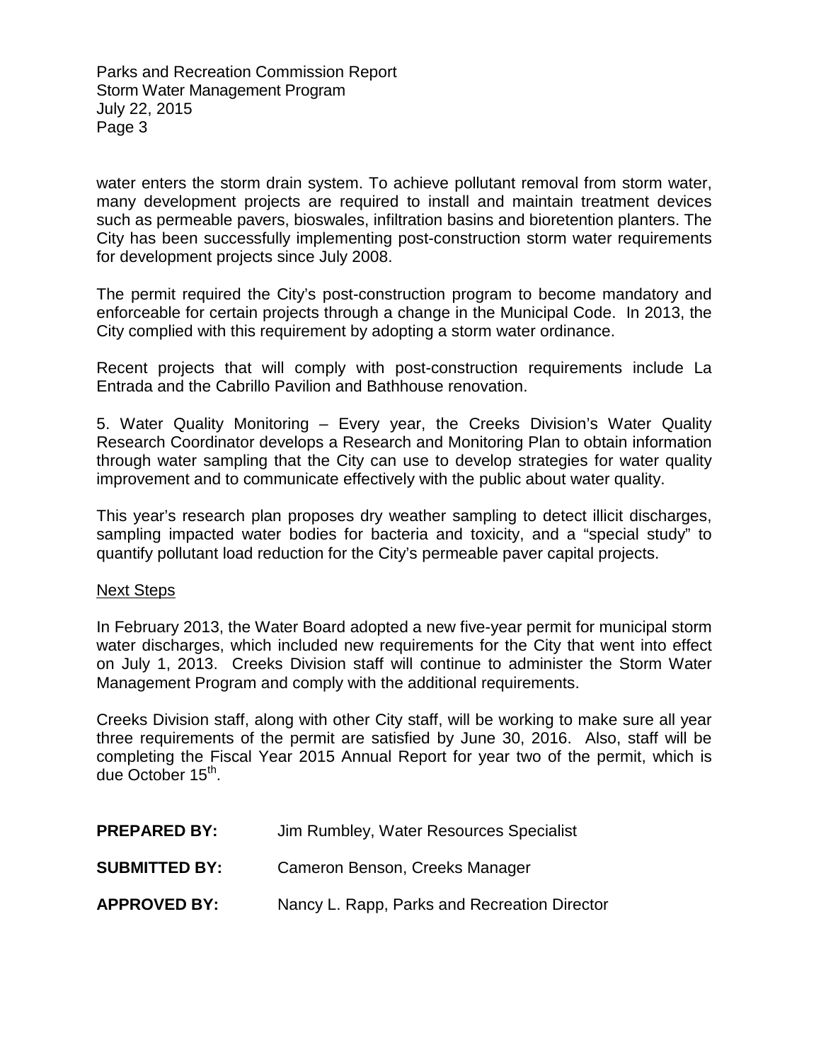water enters the storm drain system. To achieve pollutant removal from storm water, many development projects are required to install and maintain treatment devices such as permeable pavers, bioswales, infiltration basins and bioretention planters. The City has been successfully implementing post-construction storm water requirements for development projects since July 2008.

The permit required the City's post-construction program to become mandatory and enforceable for certain projects through a change in the Municipal Code. In 2013, the City complied with this requirement by adopting a storm water ordinance.

Recent projects that will comply with post-construction requirements include La Entrada and the Cabrillo Pavilion and Bathhouse renovation.

5. Water Quality Monitoring – Every year, the Creeks Division's Water Quality Research Coordinator develops a Research and Monitoring Plan to obtain information through water sampling that the City can use to develop strategies for water quality improvement and to communicate effectively with the public about water quality.

This year's research plan proposes dry weather sampling to detect illicit discharges, sampling impacted water bodies for bacteria and toxicity, and a "special study" to quantify pollutant load reduction for the City's permeable paver capital projects.

<u>Next Steps</u>

In February 2013, the Water Board adopted a new five-year permit for municipal storm water discharges, which included new requirements for the City that went into effect on July 1, 2013. Creeks Division staff will continue to administer the Storm Water Management Program and comply with the additional requirements.

Creeks Division staff, along with other City staff, will be working to make sure all year three requirements of the permit are satisfied by June 30, 2016. Also, staff will be completing the Fiscal Year 2015 Annual Report for year two of the permit, which is due October 15th.

**PREPARED BY:** Jim Rumbley, Water Resources Specialist

**SUBMITTED BY:** Cameron Benson, Creeks Manager

**APPROVED BY:** Nancy L. Rapp, Parks and Recreation Director